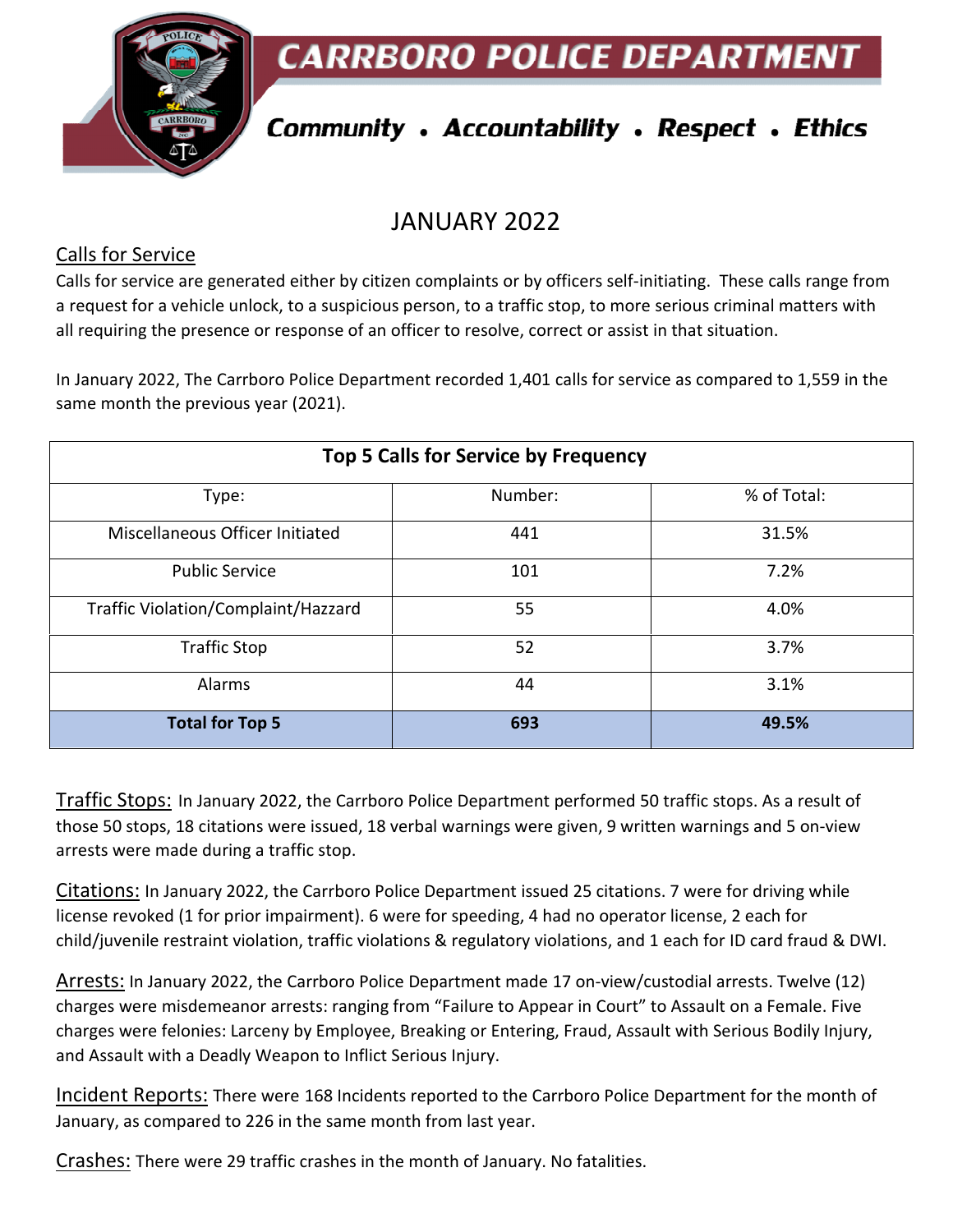# CARRBORO POLICE DEPARTMENT

***Community • Accountability • Respect • Ethics***

## JANUARY 2022

### Calls for Service

Calls for service are generated either by citizen complaints or by officers self-initiating. These calls range from a request for a vehicle unlock, to a suspicious person, to a traffic stop, to more serious criminal matters with all requiring the presence or response of an officer to resolve, correct or assist in that situation.

In January 2022, The Carrboro Police Department recorded 1,401 calls for service as compared to 1,559 in the same month the previous year (2021).

| **Top 5 Calls for Service by Frequency** | | |
|---|---|---|
| Type: | Number: | % of Total: |
| Miscellaneous Officer Initiated | 441 | 31.5% |
| Public Service | 101 | 7.2% |
| Traffic Violation/Complaint/Hazzard | 55 | 4.0% |
| Traffic Stop | 52 | 3.7% |
| Alarms | 44 | 3.1% |
| **Total for Top 5** | **693** | **49.5%** |

Traffic Stops: In January 2022, the Carrboro Police Department performed 50 traffic stops. As a result of those 50 stops, 18 citations were issued, 18 verbal warnings were given, 9 written warnings and 5 on-view arrests were made during a traffic stop.

Citations: In January 2022, the Carrboro Police Department issued 25 citations. 7 were for driving while license revoked (1 for prior impairment). 6 were for speeding, 4 had no operator license, 2 each for child/juvenile restraint violation, traffic violations & regulatory violations, and 1 each for ID card fraud & DWI.

Arrests: In January 2022, the Carrboro Police Department made 17 on-view/custodial arrests. Twelve (12) charges were misdemeanor arrests: ranging from "Failure to Appear in Court" to Assault on a Female. Five charges were felonies: Larceny by Employee, Breaking or Entering, Fraud, Assault with Serious Bodily Injury, and Assault with a Deadly Weapon to Inflict Serious Injury.

Incident Reports: There were 168 Incidents reported to the Carrboro Police Department for the month of January, as compared to 226 in the same month from last year.

Crashes: There were 29 traffic crashes in the month of January. No fatalities.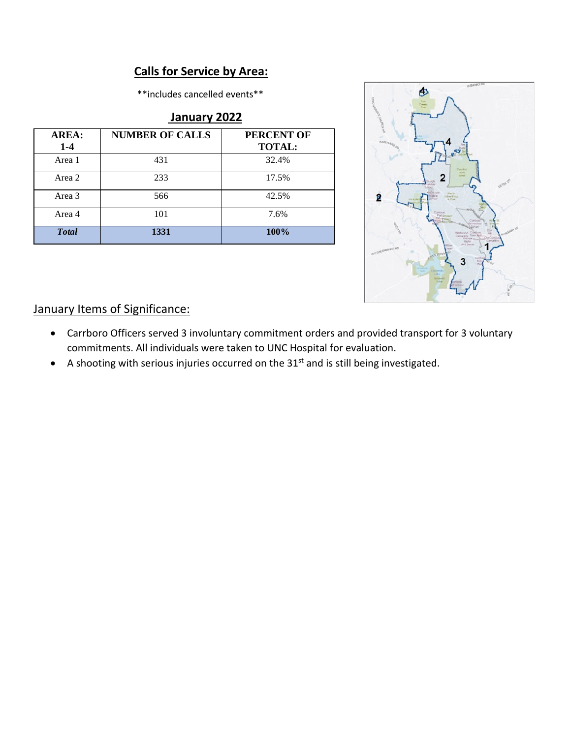## Calls for Service by Area:

**includes cancelled events**

### January 2022

| AREA: 1-4 | NUMBER OF CALLS | PERCENT OF TOTAL: |
|---|---|---|
| Area 1 | 431 | 32.4% |
| Area 2 | 233 | 17.5% |
| Area 3 | 566 | 42.5% |
| Area 4 | 101 | 7.6% |
| ***Total*** | **1331** | **100%** |

## January Items of Significance:

- Carrboro Officers served 3 involuntary commitment orders and provided transport for 3 voluntary commitments. All individuals were taken to UNC Hospital for evaluation.
- A shooting with serious injuries occurred on the 31st and is still being investigated.